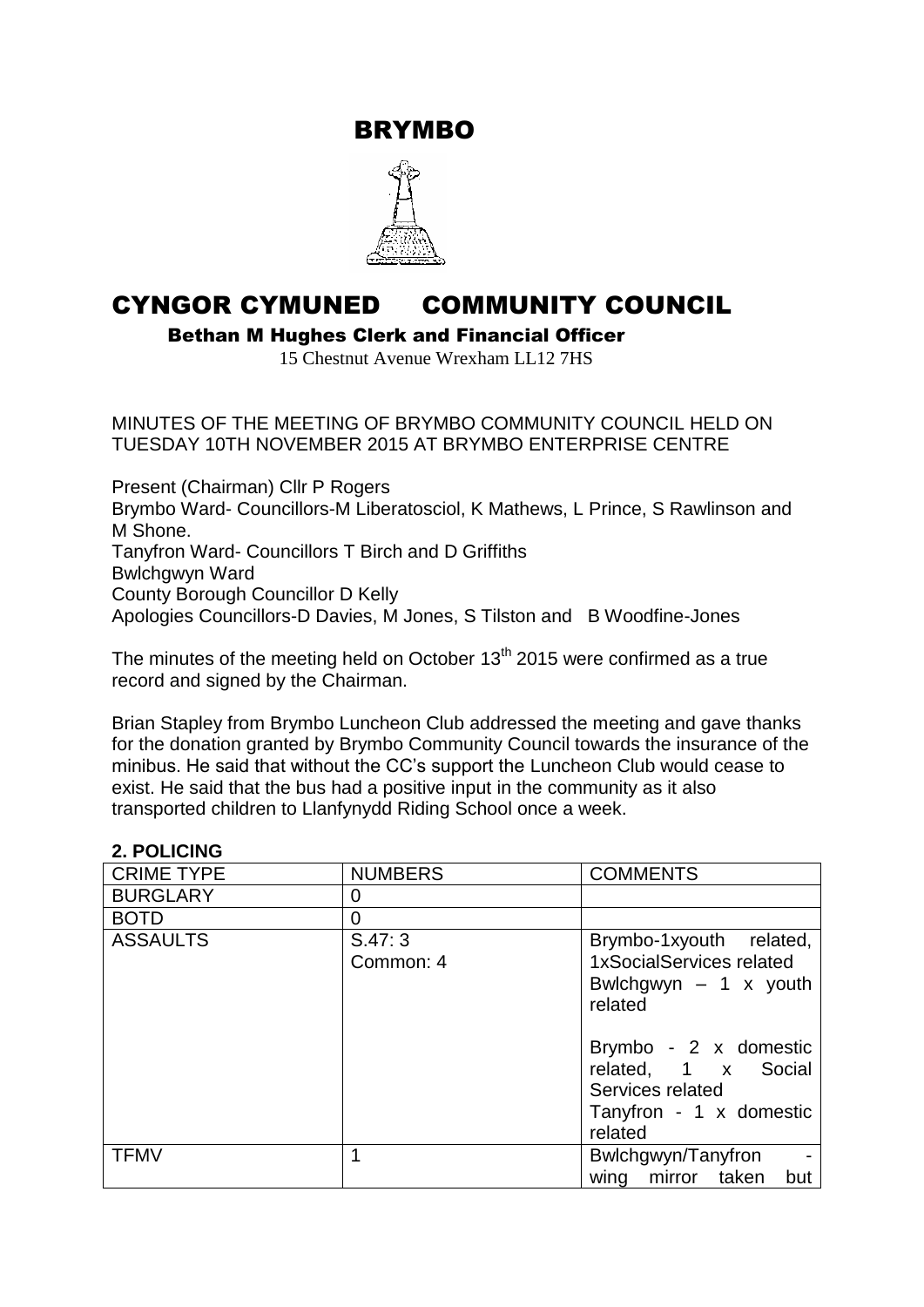# BRYMBO

# CYNGOR CYMUNED COMMUNITY COUNCIL

**Bethan M Hughes Clerk and Financial Officer**

15 Chestnut Avenue Wrexham LL12 7HS

MINUTES OF THE MEETING OF BRYMBO COMMUNITY COUNCIL HELD ON TUESDAY 10TH NOVEMBER 2015 AT BRYMBO ENTERPRISE CENTRE

Present (Chairman) Cllr P Rogers
Brymbo Ward- Councillors-M Liberatosciol, K Mathews, L Prince, S Rawlinson and M Shone.
Tanyfron Ward- Councillors T Birch and D Griffiths
Bwlchgwyn Ward
County Borough Councillor D Kelly
Apologies Councillors-D Davies, M Jones, S Tilston and B Woodfine-Jones

The minutes of the meeting held on October 13th 2015 were confirmed as a true record and signed by the Chairman.

Brian Stapley from Brymbo Luncheon Club addressed the meeting and gave thanks for the donation granted by Brymbo Community Council towards the insurance of the minibus. He said that without the CC's support the Luncheon Club would cease to exist. He said that the bus had a positive input in the community as it also transported children to Llanfynydd Riding School once a week.

## 2. POLICING

| CRIME TYPE | NUMBERS | COMMENTS |
|---|---|---|
| BURGLARY | 0 | |
| BOTD | 0 | |
| ASSAULTS | S.47: 3<br>Common: 4 | Brymbo-1xyouth related, 1xSocialServices related<br>Bwlchgwyn – 1 x youth related<br><br>Brymbo - 2 x domestic related, 1 x Social Services related<br>Tanyfron - 1 x domestic related |
| TFMV | 1 | Bwlchgwyn/Tanyfron - wing mirror taken but |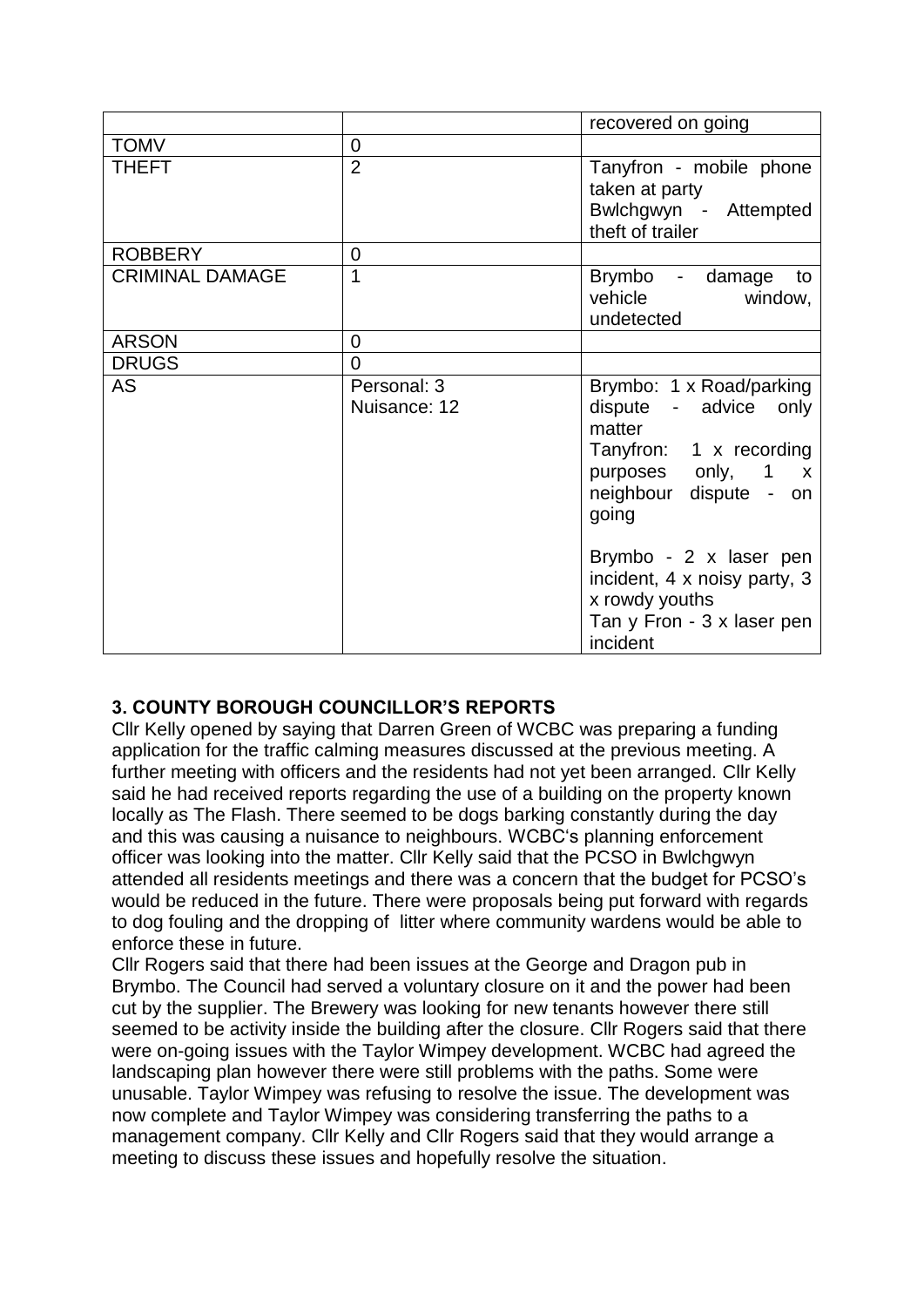|  |  | recovered on going |
| --- | --- | --- |
| TOMV | 0 |  |
| THEFT | 2 | Tanyfron - mobile phone taken at party<br>Bwlchgwyn - Attempted theft of trailer |
| ROBBERY | 0 |  |
| CRIMINAL DAMAGE | 1 | Brymbo - damage to vehicle window, undetected |
| ARSON | 0 |  |
| DRUGS | 0 |  |
| AS | Personal: 3<br>Nuisance: 12 | Brymbo: 1 x Road/parking dispute - advice only matter<br>Tanyfron: 1 x recording purposes only, 1 x neighbour dispute - on going<br><br>Brymbo - 2 x laser pen incident, 4 x noisy party, 3 x rowdy youths<br>Tan y Fron - 3 x laser pen incident |

**3. COUNTY BOROUGH COUNCILLOR'S REPORTS**

Cllr Kelly opened by saying that Darren Green of WCBC was preparing a funding application for the traffic calming measures discussed at the previous meeting. A further meeting with officers and the residents had not yet been arranged. Cllr Kelly said he had received reports regarding the use of a building on the property known locally as The Flash. There seemed to be dogs barking constantly during the day and this was causing a nuisance to neighbours. WCBC's planning enforcement officer was looking into the matter. Cllr Kelly said that the PCSO in Bwlchgwyn attended all residents meetings and there was a concern that the budget for PCSO's would be reduced in the future. There were proposals being put forward with regards to dog fouling and the dropping of litter where community wardens would be able to enforce these in future.

Cllr Rogers said that there had been issues at the George and Dragon pub in Brymbo. The Council had served a voluntary closure on it and the power had been cut by the supplier. The Brewery was looking for new tenants however there still seemed to be activity inside the building after the closure. Cllr Rogers said that there were on-going issues with the Taylor Wimpey development. WCBC had agreed the landscaping plan however there were still problems with the paths. Some were unusable. Taylor Wimpey was refusing to resolve the issue. The development was now complete and Taylor Wimpey was considering transferring the paths to a management company. Cllr Kelly and Cllr Rogers said that they would arrange a meeting to discuss these issues and hopefully resolve the situation.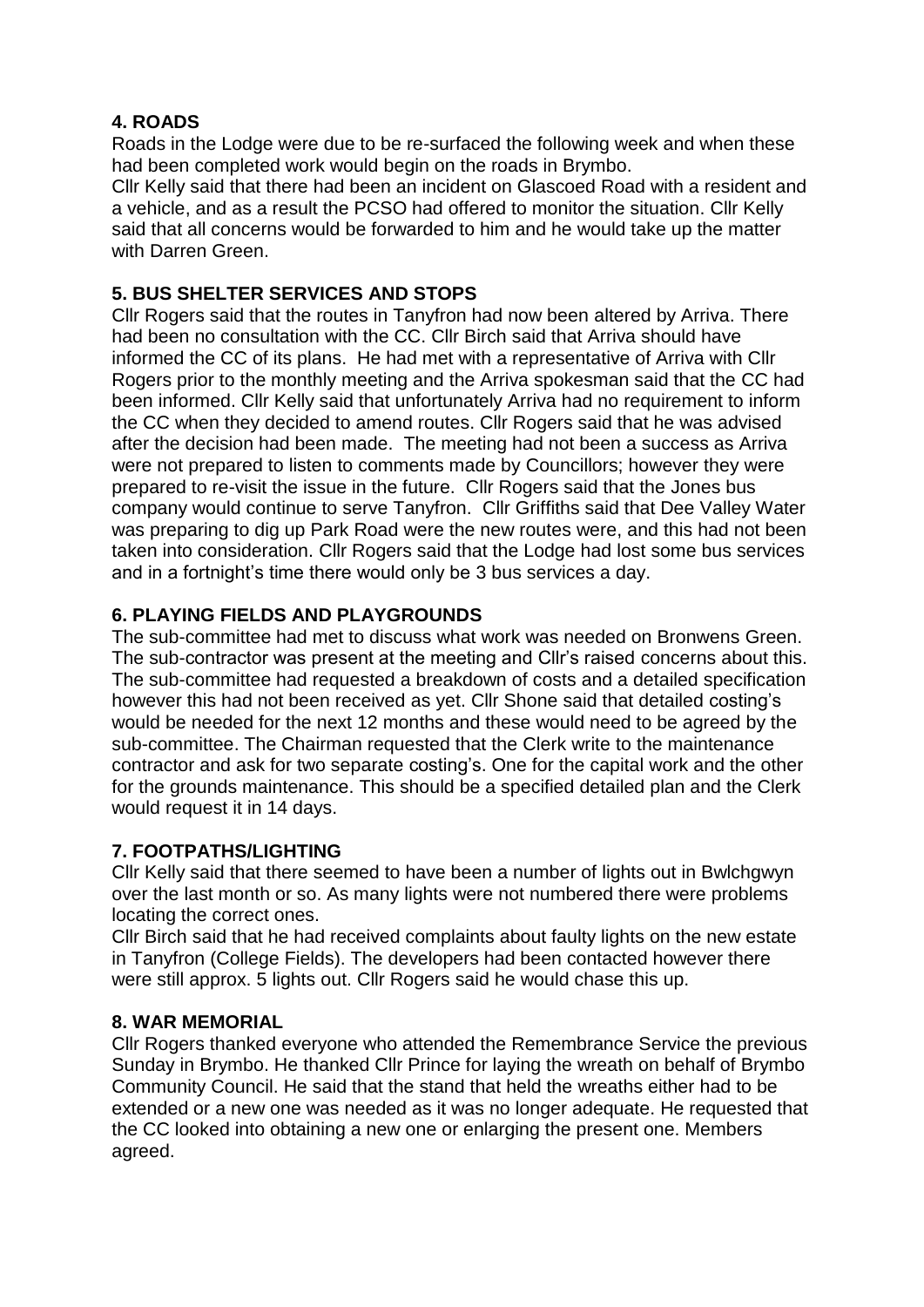**4. ROADS**

Roads in the Lodge were due to be re-surfaced the following week and when these had been completed work would begin on the roads in Brymbo.

Cllr Kelly said that there had been an incident on Glascoed Road with a resident and a vehicle, and as a result the PCSO had offered to monitor the situation. Cllr Kelly said that all concerns would be forwarded to him and he would take up the matter with Darren Green.

**5. BUS SHELTER SERVICES AND STOPS**

Cllr Rogers said that the routes in Tanyfron had now been altered by Arriva. There had been no consultation with the CC. Cllr Birch said that Arriva should have informed the CC of its plans. He had met with a representative of Arriva with Cllr Rogers prior to the monthly meeting and the Arriva spokesman said that the CC had been informed. Cllr Kelly said that unfortunately Arriva had no requirement to inform the CC when they decided to amend routes. Cllr Rogers said that he was advised after the decision had been made. The meeting had not been a success as Arriva were not prepared to listen to comments made by Councillors; however they were prepared to re-visit the issue in the future. Cllr Rogers said that the Jones bus company would continue to serve Tanyfron. Cllr Griffiths said that Dee Valley Water was preparing to dig up Park Road were the new routes were, and this had not been taken into consideration. Cllr Rogers said that the Lodge had lost some bus services and in a fortnight's time there would only be 3 bus services a day.

**6. PLAYING FIELDS AND PLAYGROUNDS**

The sub-committee had met to discuss what work was needed on Bronwens Green. The sub-contractor was present at the meeting and Cllr's raised concerns about this. The sub-committee had requested a breakdown of costs and a detailed specification however this had not been received as yet. Cllr Shone said that detailed costing's would be needed for the next 12 months and these would need to be agreed by the sub-committee. The Chairman requested that the Clerk write to the maintenance contractor and ask for two separate costing's. One for the capital work and the other for the grounds maintenance. This should be a specified detailed plan and the Clerk would request it in 14 days.

**7. FOOTPATHS/LIGHTING**

Cllr Kelly said that there seemed to have been a number of lights out in Bwlchgwyn over the last month or so. As many lights were not numbered there were problems locating the correct ones.

Cllr Birch said that he had received complaints about faulty lights on the new estate in Tanyfron (College Fields). The developers had been contacted however there were still approx. 5 lights out. Cllr Rogers said he would chase this up.

**8. WAR MEMORIAL**

Cllr Rogers thanked everyone who attended the Remembrance Service the previous Sunday in Brymbo. He thanked Cllr Prince for laying the wreath on behalf of Brymbo Community Council. He said that the stand that held the wreaths either had to be extended or a new one was needed as it was no longer adequate. He requested that the CC looked into obtaining a new one or enlarging the present one. Members agreed.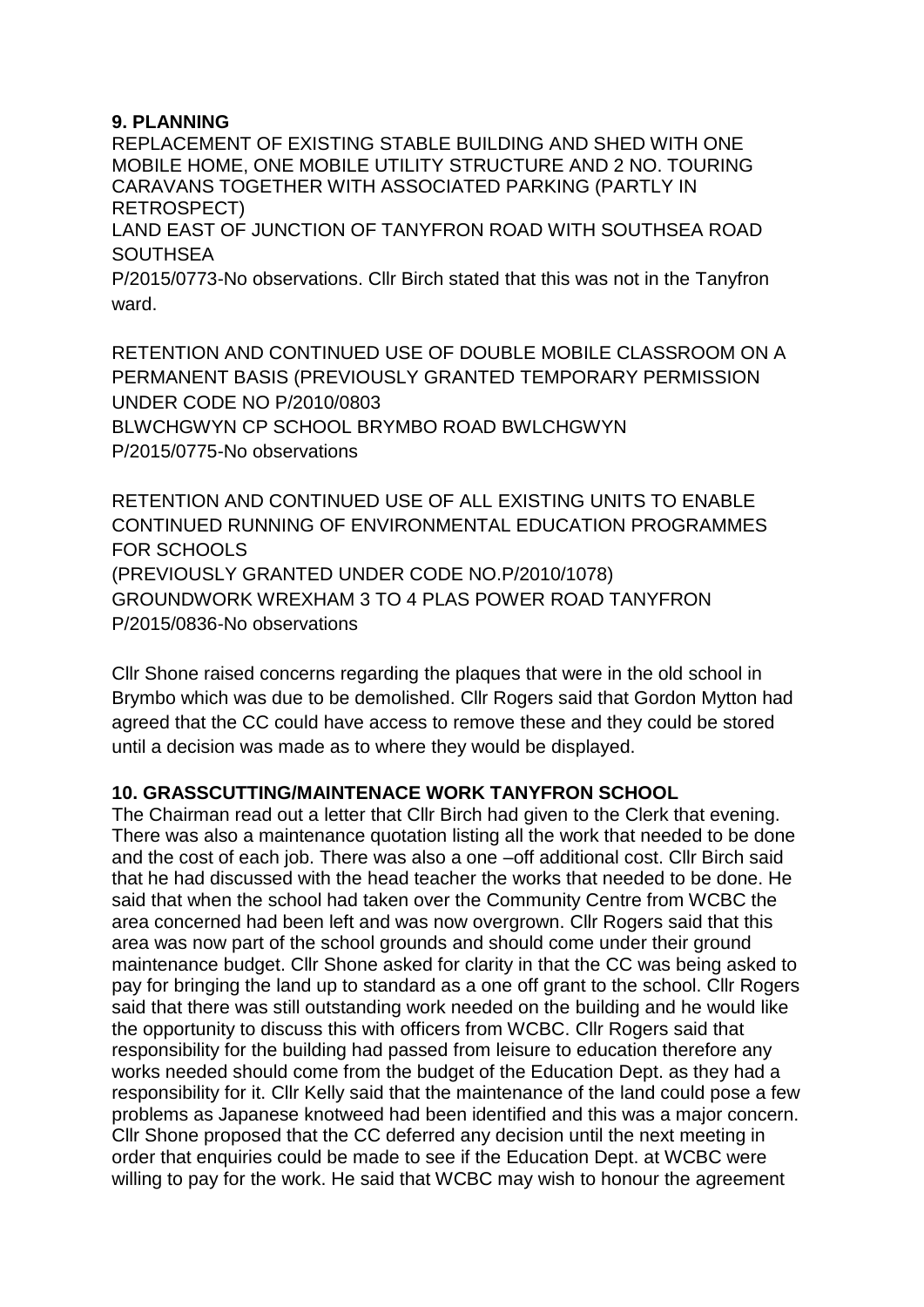## 9. PLANNING

REPLACEMENT OF EXISTING STABLE BUILDING AND SHED WITH ONE MOBILE HOME, ONE MOBILE UTILITY STRUCTURE AND 2 NO. TOURING CARAVANS TOGETHER WITH ASSOCIATED PARKING (PARTLY IN RETROSPECT)
LAND EAST OF JUNCTION OF TANYFRON ROAD WITH SOUTHSEA ROAD SOUTHSEA
P/2015/0773-No observations. Cllr Birch stated that this was not in the Tanyfron ward.

RETENTION AND CONTINUED USE OF DOUBLE MOBILE CLASSROOM ON A PERMANENT BASIS (PREVIOUSLY GRANTED TEMPORARY PERMISSION UNDER CODE NO P/2010/0803
BLWCHGWYN CP SCHOOL BRYMBO ROAD BWLCHGWYN
P/2015/0775-No observations

RETENTION AND CONTINUED USE OF ALL EXISTING UNITS TO ENABLE CONTINUED RUNNING OF ENVIRONMENTAL EDUCATION PROGRAMMES FOR SCHOOLS
(PREVIOUSLY GRANTED UNDER CODE NO.P/2010/1078)
GROUNDWORK WREXHAM 3 TO 4 PLAS POWER ROAD TANYFRON
P/2015/0836-No observations

Cllr Shone raised concerns regarding the plaques that were in the old school in Brymbo which was due to be demolished. Cllr Rogers said that Gordon Mytton had agreed that the CC could have access to remove these and they could be stored until a decision was made as to where they would be displayed.

## 10. GRASSCUTTING/MAINTENACE WORK TANYFRON SCHOOL

The Chairman read out a letter that Cllr Birch had given to the Clerk that evening. There was also a maintenance quotation listing all the work that needed to be done and the cost of each job. There was also a one –off additional cost. Cllr Birch said that he had discussed with the head teacher the works that needed to be done. He said that when the school had taken over the Community Centre from WCBC the area concerned had been left and was now overgrown. Cllr Rogers said that this area was now part of the school grounds and should come under their ground maintenance budget. Cllr Shone asked for clarity in that the CC was being asked to pay for bringing the land up to standard as a one off grant to the school. Cllr Rogers said that there was still outstanding work needed on the building and he would like the opportunity to discuss this with officers from WCBC. Cllr Rogers said that responsibility for the building had passed from leisure to education therefore any works needed should come from the budget of the Education Dept. as they had a responsibility for it. Cllr Kelly said that the maintenance of the land could pose a few problems as Japanese knotweed had been identified and this was a major concern. Cllr Shone proposed that the CC deferred any decision until the next meeting in order that enquiries could be made to see if the Education Dept. at WCBC were willing to pay for the work. He said that WCBC may wish to honour the agreement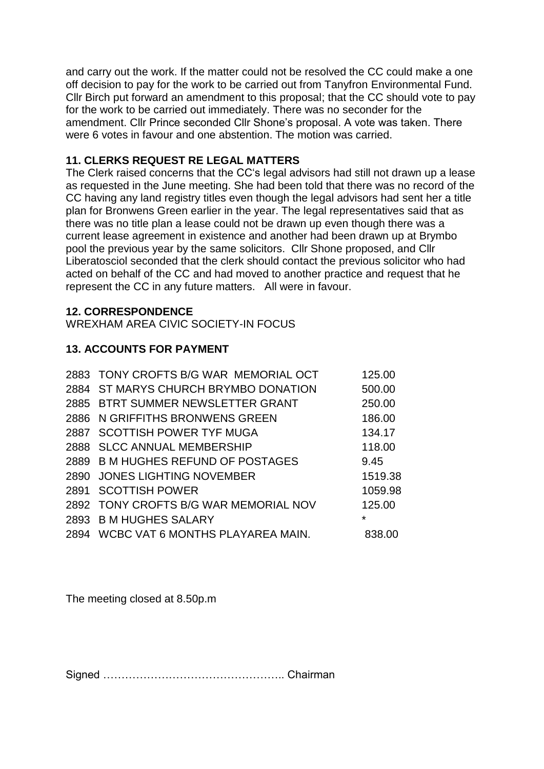and carry out the work. If the matter could not be resolved the CC could make a one off decision to pay for the work to be carried out from Tanyfron Environmental Fund. Cllr Birch put forward an amendment to this proposal; that the CC should vote to pay for the work to be carried out immediately. There was no seconder for the amendment. Cllr Prince seconded Cllr Shone's proposal. A vote was taken. There were 6 votes in favour and one abstention. The motion was carried.

**11. CLERKS REQUEST RE LEGAL MATTERS**

The Clerk raised concerns that the CC's legal advisors had still not drawn up a lease as requested in the June meeting. She had been told that there was no record of the CC having any land registry titles even though the legal advisors had sent her a title plan for Bronwens Green earlier in the year. The legal representatives said that as there was no title plan a lease could not be drawn up even though there was a current lease agreement in existence and another had been drawn up at Brymbo pool the previous year by the same solicitors. Cllr Shone proposed, and Cllr Liberatosciol seconded that the clerk should contact the previous solicitor who had acted on behalf of the CC and had moved to another practice and request that he represent the CC in any future matters. All were in favour.

**12. CORRESPONDENCE**

WREXHAM AREA CIVIC SOCIETY-IN FOCUS

**13. ACCOUNTS FOR PAYMENT**

| | | |
|---|---|---|
| 2883 | TONY CROFTS B/G WAR MEMORIAL OCT | 125.00 |
| 2884 | ST MARYS CHURCH BRYMBO DONATION | 500.00 |
| 2885 | BTRT SUMMER NEWSLETTER GRANT | 250.00 |
| 2886 | N GRIFFITHS BRONWENS GREEN | 186.00 |
| 2887 | SCOTTISH POWER TYF MUGA | 134.17 |
| 2888 | SLCC ANNUAL MEMBERSHIP | 118.00 |
| 2889 | B M HUGHES REFUND OF POSTAGES | 9.45 |
| 2890 | JONES LIGHTING NOVEMBER | 1519.38 |
| 2891 | SCOTTISH POWER | 1059.98 |
| 2892 | TONY CROFTS B/G WAR MEMORIAL NOV | 125.00 |
| 2893 | B M HUGHES SALARY | * |
| 2894 | WCBC VAT 6 MONTHS PLAYAREA MAIN. | 838.00 |

The meeting closed at 8.50p.m

Signed ………………………………………….. Chairman